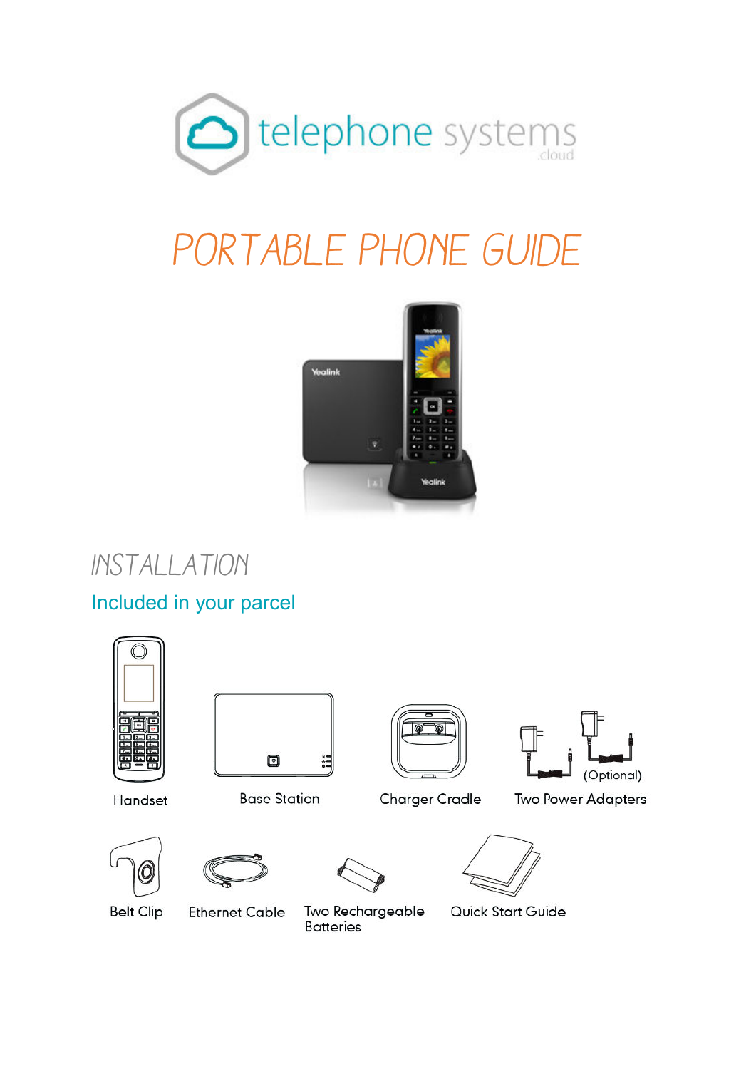telephone systems .cloud

# PORTABLE PHONE GUIDE

## INSTALLATION

### Included in your parcel

Handset

Base Station

Charger Cradle

(Optional)

Two Power Adapters

Belt Clip

Ethernet Cable

Two Rechargeable Batteries

Quick Start Guide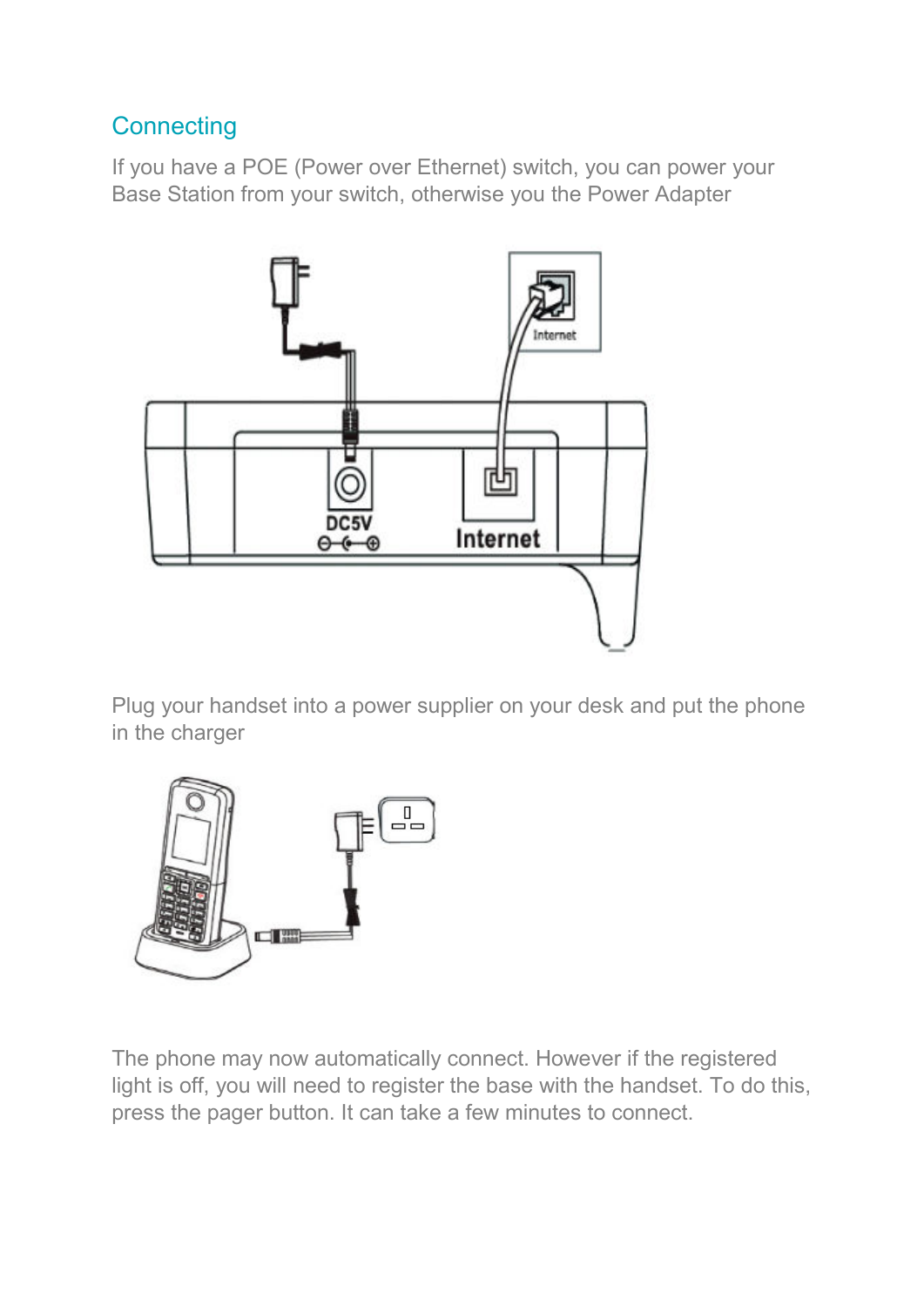## Connecting

If you have a POE (Power over Ethernet) switch, you can power your Base Station from your switch, otherwise you the Power Adapter

Plug your handset into a power supplier on your desk and put the phone in the charger

The phone may now automatically connect. However if the registered light is off, you will need to register the base with the handset. To do this, press the pager button. It can take a few minutes to connect.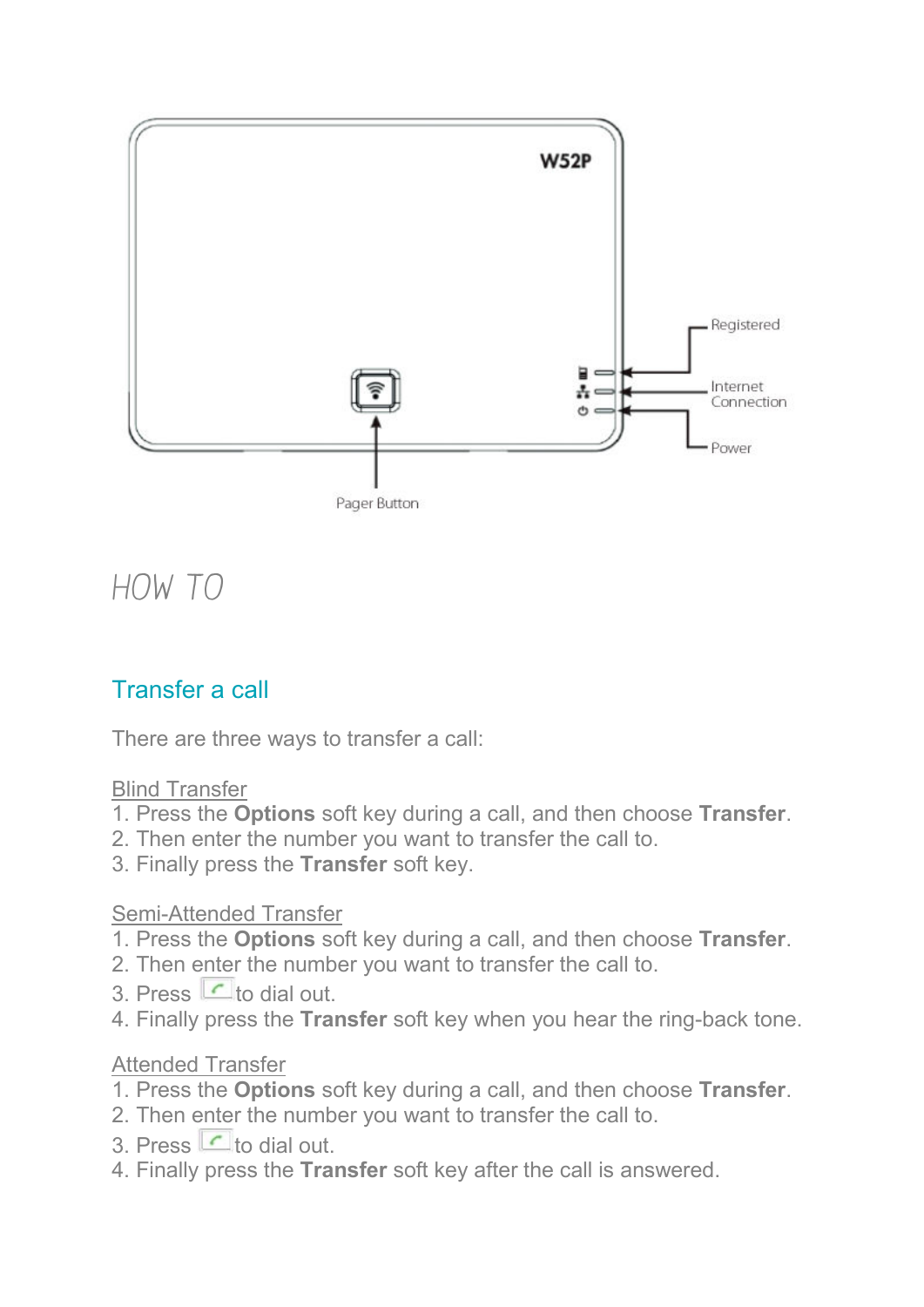W52P

Registered

Internet Connection

Power

Pager Button

# HOW TO

## Transfer a call

There are three ways to transfer a call:

Blind Transfer

1. Press the **Options** soft key during a call, and then choose **Transfer**.
2. Then enter the number you want to transfer the call to.
3. Finally press the **Transfer** soft key.

Semi-Attended Transfer

1. Press the **Options** soft key during a call, and then choose **Transfer**.
2. Then enter the number you want to transfer the call to.
3. Press to dial out.
4. Finally press the **Transfer** soft key when you hear the ring-back tone.

Attended Transfer

1. Press the **Options** soft key during a call, and then choose **Transfer**.
2. Then enter the number you want to transfer the call to.
3. Press to dial out.
4. Finally press the **Transfer** soft key after the call is answered.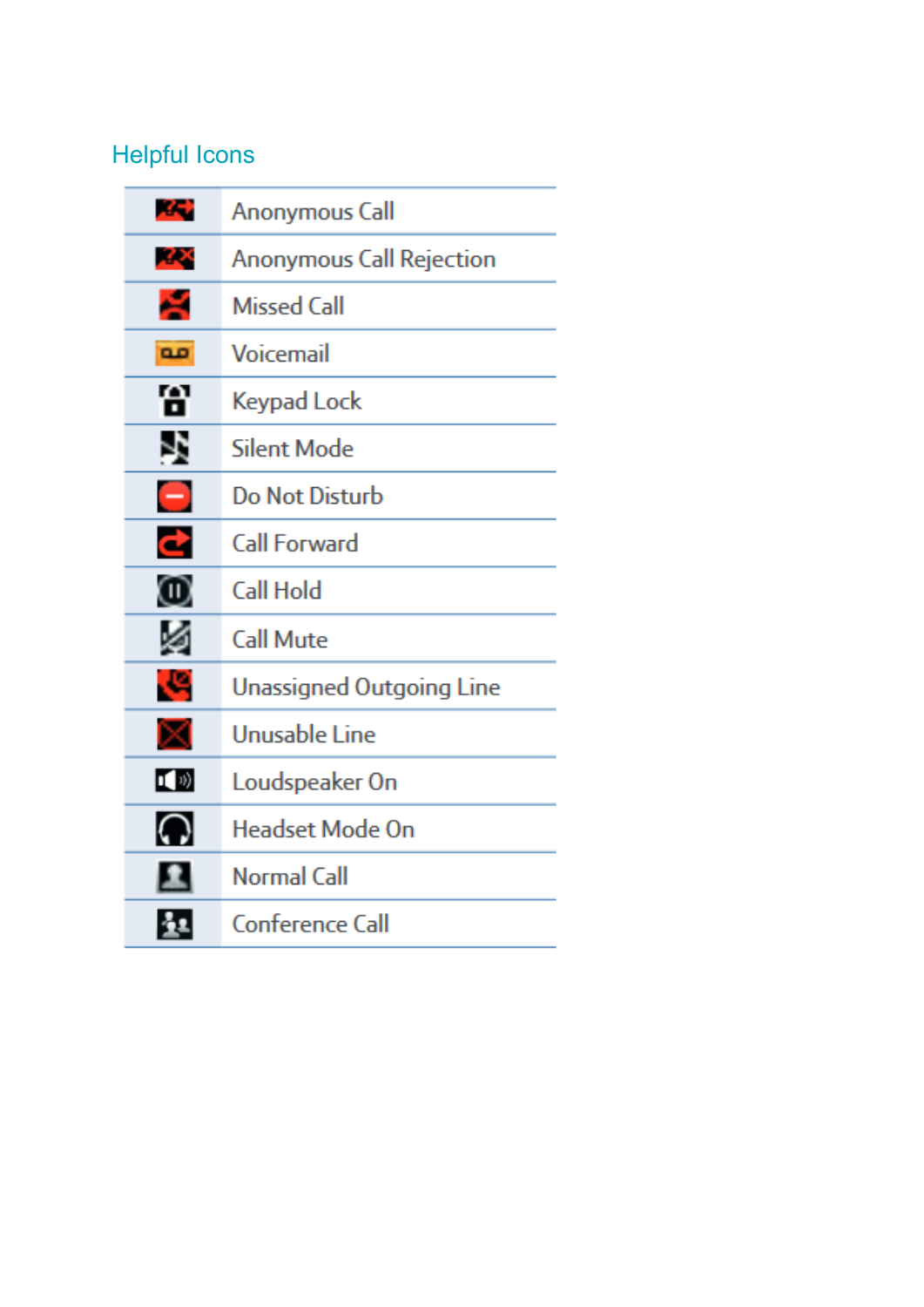## Helpful Icons

| | |
|---|---|
| | Anonymous Call |
| | Anonymous Call Rejection |
| | Missed Call |
| | Voicemail |
| | Keypad Lock |
| | Silent Mode |
| | Do Not Disturb |
| | Call Forward |
| | Call Hold |
| | Call Mute |
| | Unassigned Outgoing Line |
| | Unusable Line |
| | Loudspeaker On |
| | Headset Mode On |
| | Normal Call |
| | Conference Call |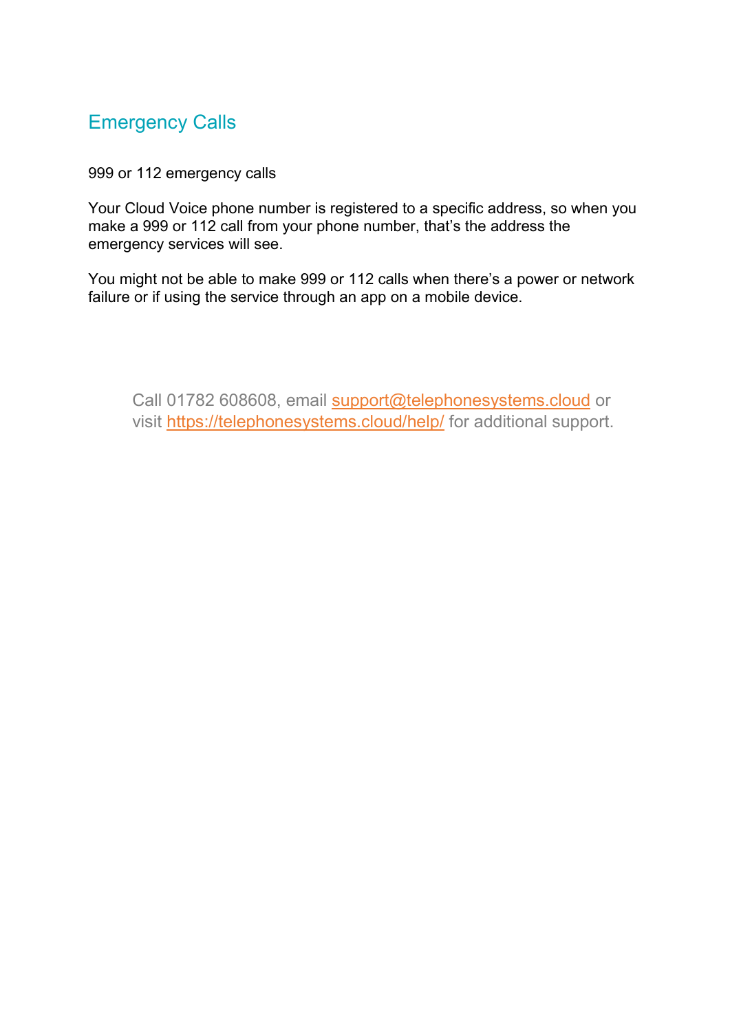## Emergency Calls

999 or 112 emergency calls

Your Cloud Voice phone number is registered to a specific address, so when you make a 999 or 112 call from your phone number, that's the address the emergency services will see.

You might not be able to make 999 or 112 calls when there's a power or network failure or if using the service through an app on a mobile device.

Call 01782 608608, email [support@telephonesystems.cloud](mailto:support@telephonesystems.cloud) or visit [https://telephonesystems.cloud/help/](https://telephonesystems.cloud/help/) for additional support.